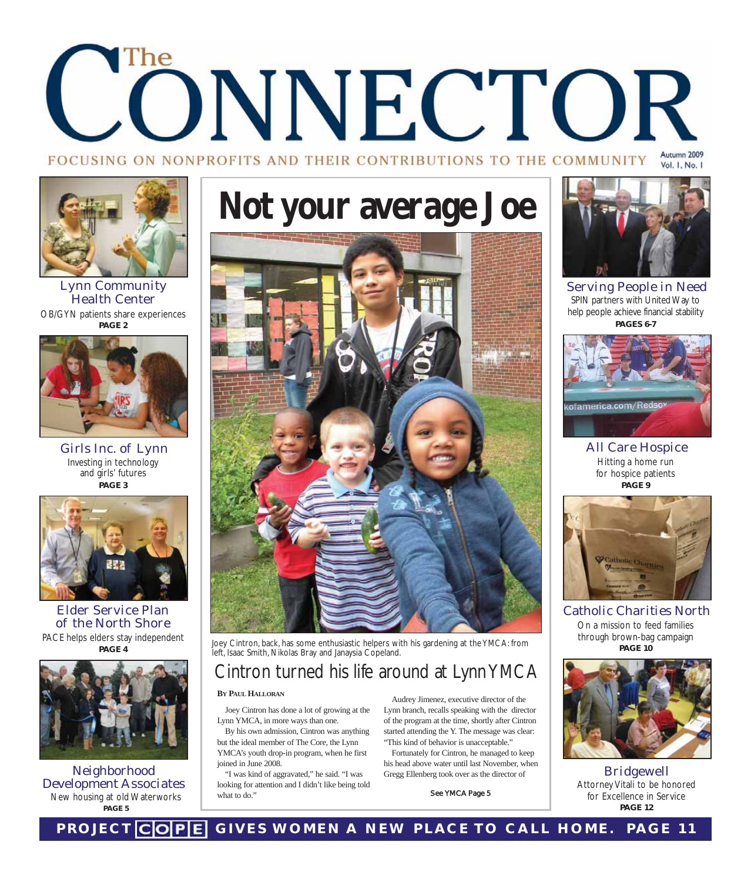# The CONNECTOR

FOCUSING ON NONPROFITS AND THEIR CONTRIBUTIONS TO THE COMMUNITY

Autumn 2009
Vol. I, No. I

# Not your average Joe

Joey Cintron, back, has some enthusiastic helpers with his gardening at the YMCA: from left, Isaac Smith, Nikolas Bray and Janaysia Copeland.

## Cintron turned his life around at Lynn YMCA

**By Paul Halloran**

Joey Cintron has done a lot of growing at the Lynn YMCA, in more ways than one.

By his own admission, Cintron was anything but the ideal member of The Core, the Lynn YMCA's youth drop-in program, when he first joined in June 2008.

"I was kind of aggravated," he said. "I was looking for attention and I didn't like being told what to do."

Audrey Jimenez, executive director of the Lynn branch, recalls speaking with the director of the program at the time, shortly after Cintron started attending the Y. The message was clear: "This kind of behavior is unacceptable."

Fortunately for Cintron, he managed to keep his head above water until last November, when Gregg Ellenberg took over as the director of

**See YMCA Page 5**

---

### Lynn Community Health Center
OB/GYN patients share experiences
**PAGE 2**

### Girls Inc. of Lynn
Investing in technology and girls' futures
**PAGE 3**

### Elder Service Plan of the North Shore
PACE helps elders stay independent
**PAGE 4**

### Neighborhood Development Associates
New housing at old Waterworks
**PAGE 5**

### Serving People in Need
SPIN partners with United Way to help people achieve financial stability
**PAGES 6-7**

### All Care Hospice
Hitting a home run for hospice patients
**PAGE 9**

### Catholic Charities North
On a mission to feed families through brown-bag campaign
**PAGE 10**

### Bridgewell
Attorney Vitali to be honored for Excellence in Service
**PAGE 12**

**PROJECT COPE GIVES WOMEN A NEW PLACE TO CALL HOME. PAGE 11**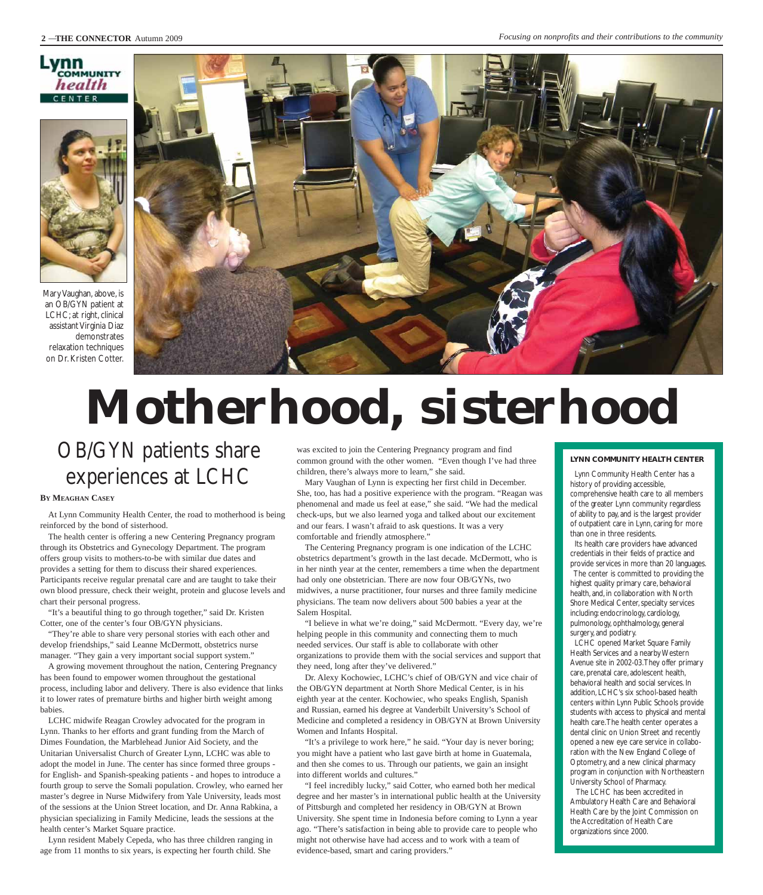Lynn COMMUNITY health CENTER

Mary Vaughan, above, is an OB/GYN patient at LCHC; at right, clinical assistant Virginia Diaz demonstrates relaxation techniques on Dr. Kristen Cotter.

# Motherhood, sisterhood

## OB/GYN patients share experiences at LCHC

**By Meaghan Casey**

At Lynn Community Health Center, the road to motherhood is being reinforced by the bond of sisterhood.

The health center is offering a new Centering Pregnancy program through its Obstetrics and Gynecology Department. The program offers group visits to mothers-to-be with similar due dates and provides a setting for them to discuss their shared experiences. Participants receive regular prenatal care and are taught to take their own blood pressure, check their weight, protein and glucose levels and chart their personal progress.

"It's a beautiful thing to go through together," said Dr. Kristen Cotter, one of the center's four OB/GYN physicians.

"They're able to share very personal stories with each other and develop friendships," said Leanne McDermott, obstetrics nurse manager. "They gain a very important social support system."

A growing movement throughout the nation, Centering Pregnancy has been found to empower women throughout the gestational process, including labor and delivery. There is also evidence that links it to lower rates of premature births and higher birth weight among babies.

LCHC midwife Reagan Crowley advocated for the program in Lynn. Thanks to her efforts and grant funding from the March of Dimes Foundation, the Marblehead Junior Aid Society, and the Unitarian Universalist Church of Greater Lynn, LCHC was able to adopt the model in June. The center has since formed three groups - for English- and Spanish-speaking patients - and hopes to introduce a fourth group to serve the Somali population. Crowley, who earned her master's degree in Nurse Midwifery from Yale University, leads most of the sessions at the Union Street location, and Dr. Anna Rabkina, a physician specializing in Family Medicine, leads the sessions at the health center's Market Square practice.

Lynn resident Mabely Cepeda, who has three children ranging in age from 11 months to six years, is expecting her fourth child. She was excited to join the Centering Pregnancy program and find common ground with the other women. "Even though I've had three children, there's always more to learn," she said.

Mary Vaughan of Lynn is expecting her first child in December. She, too, has had a positive experience with the program. "Reagan was phenomenal and made us feel at ease," she said. "We had the medical check-ups, but we also learned yoga and talked about our excitement and our fears. I wasn't afraid to ask questions. It was a very comfortable and friendly atmosphere."

The Centering Pregnancy program is one indication of the LCHC obstetrics department's growth in the last decade. McDermott, who is in her ninth year at the center, remembers a time when the department had only one obstetrician. There are now four OB/GYNs, two midwives, a nurse practitioner, four nurses and three family medicine physicians. The team now delivers about 500 babies a year at the Salem Hospital.

"I believe in what we're doing," said McDermott. "Every day, we're helping people in this community and connecting them to much needed services. Our staff is able to collaborate with other organizations to provide them with the social services and support that they need, long after they've delivered."

Dr. Alexy Kochowiec, LCHC's chief of OB/GYN and vice chair of the OB/GYN department at North Shore Medical Center, is in his eighth year at the center. Kochowiec, who speaks English, Spanish and Russian, earned his degree at Vanderbilt University's School of Medicine and completed a residency in OB/GYN at Brown University Women and Infants Hospital.

"It's a privilege to work here," he said. "Your day is never boring; you might have a patient who last gave birth at home in Guatemala, and then she comes to us. Through our patients, we gain an insight into different worlds and cultures."

"I feel incredibly lucky," said Cotter, who earned both her medical degree and her master's in international public health at the University of Pittsburgh and completed her residency in OB/GYN at Brown University. She spent time in Indonesia before coming to Lynn a year ago. "There's satisfaction in being able to provide care to people who might not otherwise have had access and to work with a team of evidence-based, smart and caring providers."

---

**LYNN COMMUNITY HEALTH CENTER**

Lynn Community Health Center has a history of providing accessible, comprehensive health care to all members of the greater Lynn community regardless of ability to pay, and is the largest provider of outpatient care in Lynn, caring for more than one in three residents.

Its health care providers have advanced credentials in their fields of practice and provide services in more than 20 languages.

The center is committed to providing the highest quality primary care, behavioral health, and, in collaboration with North Shore Medical Center, specialty services including: endocrinology, cardiology, pulmonology, ophthalmology, general surgery, and podiatry.

LCHC opened Market Square Family Health Services and a nearby Western Avenue site in 2002-03. They offer primary care, prenatal care, adolescent health, behavioral health and social services. In addition, LCHC's six school-based health centers within Lynn Public Schools provide students with access to physical and mental health care. The health center operates a dental clinic on Union Street and recently opened a new eye care service in collaboration with the New England College of Optometry, and a new clinical pharmacy program in conjunction with Northeastern University School of Pharmacy.

The LCHC has been accredited in Ambulatory Health Care and Behavioral Health Care by the Joint Commission on the Accreditation of Health Care organizations since 2000.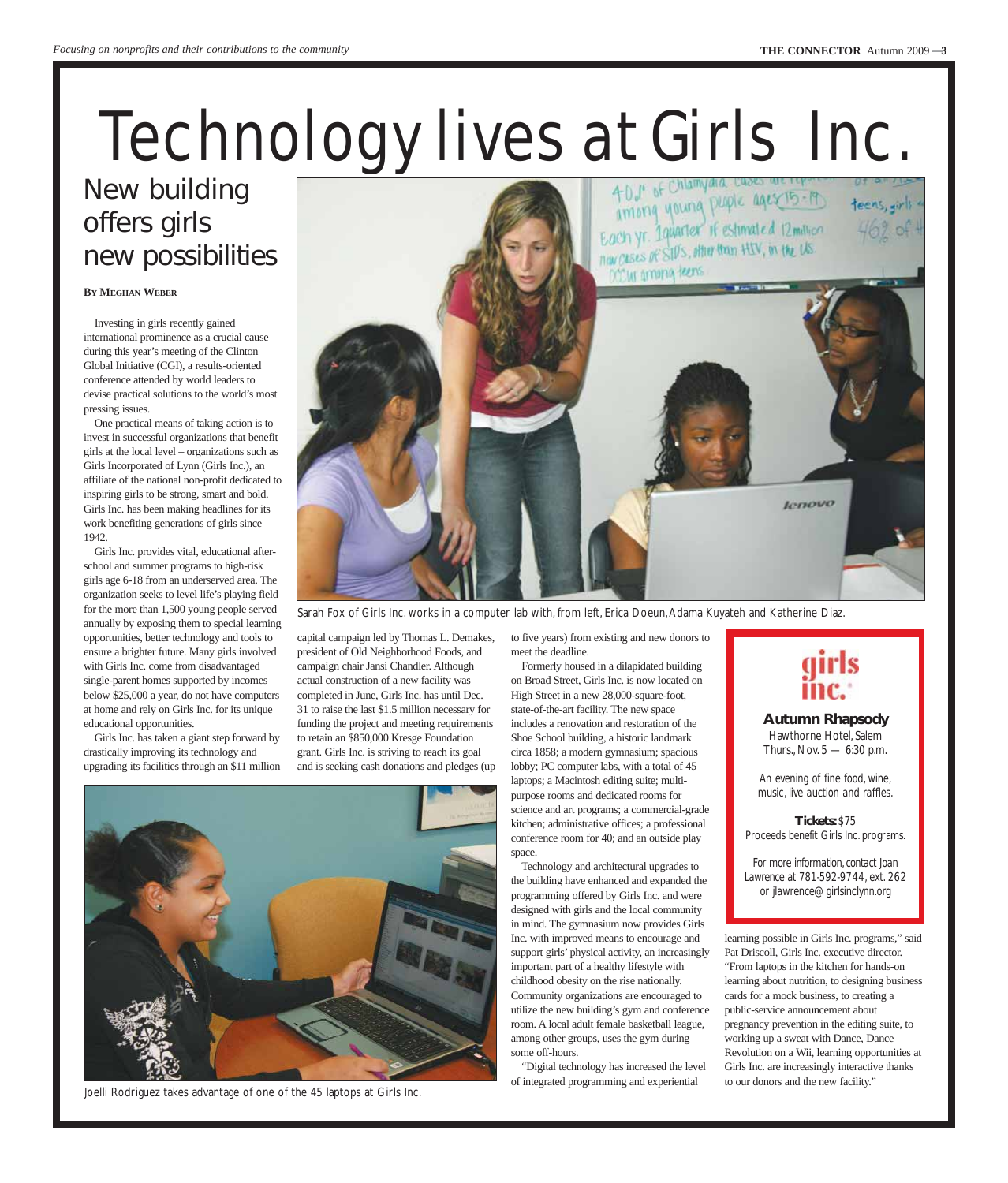# Technology lives at Girls Inc.

## New building offers girls new possibilities

**By Meghan Weber**

Investing in girls recently gained international prominence as a crucial cause during this year's meeting of the Clinton Global Initiative (CGI), a results-oriented conference attended by world leaders to devise practical solutions to the world's most pressing issues.

One practical means of taking action is to invest in successful organizations that benefit girls at the local level – organizations such as Girls Incorporated of Lynn (Girls Inc.), an affiliate of the national non-profit dedicated to inspiring girls to be strong, smart and bold. Girls Inc. has been making headlines for its work benefiting generations of girls since 1942.

Girls Inc. provides vital, educational after-school and summer programs to high-risk girls age 6-18 from an underserved area. The organization seeks to level life's playing field for the more than 1,500 young people served annually by exposing them to special learning opportunities, better technology and tools to ensure a brighter future. Many girls involved with Girls Inc. come from disadvantaged single-parent homes supported by incomes below $25,000 a year, do not have computers at home and rely on Girls Inc. for its unique educational opportunities.

Girls Inc. has taken a giant step forward by drastically improving its technology and upgrading its facilities through an $11 million capital campaign led by Thomas L. Demakes, president of Old Neighborhood Foods, and campaign chair Jansi Chandler. Although actual construction of a new facility was completed in June, Girls Inc. has until Dec. 31 to raise the last $1.5 million necessary for funding the project and meeting requirements to retain an $850,000 Kresge Foundation grant. Girls Inc. is striving to reach its goal and is seeking cash donations and pledges (up to five years) from existing and new donors to meet the deadline.

Sarah Fox of Girls Inc. works in a computer lab with, from left, Erica Doeun, Adama Kuyateh and Katherine Diaz.

Formerly housed in a dilapidated building on Broad Street, Girls Inc. is now located on High Street in a new 28,000-square-foot, state-of-the-art facility. The new space includes a renovation and restoration of the Shoe School building, a historic landmark circa 1858; a modern gymnasium; spacious lobby; PC computer labs, with a total of 45 laptops; a Macintosh editing suite; multi-purpose rooms and dedicated rooms for science and art programs; a commercial-grade kitchen; administrative offices; a professional conference room for 40; and an outside play space.

Technology and architectural upgrades to the building have enhanced and expanded the programming offered by Girls Inc. and were designed with girls and the local community in mind. The gymnasium now provides Girls Inc. with improved means to encourage and support girls' physical activity, an increasingly important part of a healthy lifestyle with childhood obesity on the rise nationally. Community organizations are encouraged to utilize the new building's gym and conference room. A local adult female basketball league, among other groups, uses the gym during some off-hours.

"Digital technology has increased the level of integrated programming and experiential learning possible in Girls Inc. programs," said Pat Driscoll, Girls Inc. executive director. "From laptops in the kitchen for hands-on learning about nutrition, to designing business cards for a mock business, to creating a public-service announcement about pregnancy prevention in the editing suite, to working up a sweat with Dance, Dance Revolution on a Wii, learning opportunities at Girls Inc. are increasingly interactive thanks to our donors and the new facility."

Joelli Rodriguez takes advantage of one of the 45 laptops at Girls Inc.

---

**girls inc.**

**Autumn Rhapsody**
Hawthorne Hotel, Salem
Thurs., Nov. 5 — 6:30 p.m.

*An evening of fine food, wine, music, live auction and raffles.*

**Tickets:** $75
Proceeds benefit Girls Inc. programs.

For more information, contact Joan Lawrence at 781-592-9744, ext. 262 or jlawrence@girlsinclynn.org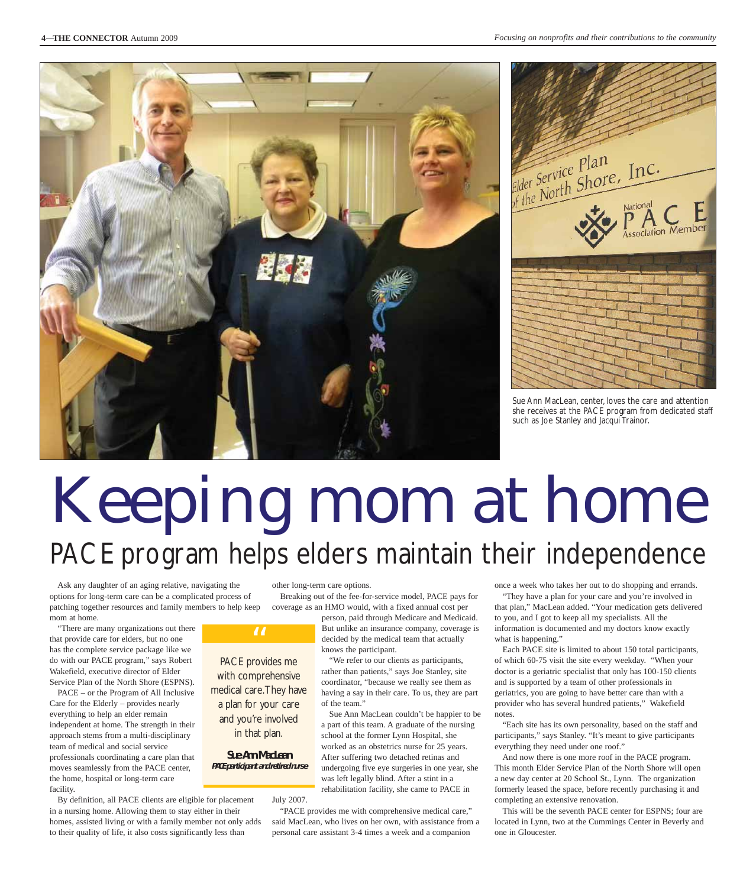Sue Ann MacLean, center, loves the care and attention she receives at the PACE program from dedicated staff such as Joe Stanley and Jacqui Trainor.

# Keeping mom at home

## PACE program helps elders maintain their independence

Ask any daughter of an aging relative, navigating the options for long-term care can be a complicated process of patching together resources and family members to help keep mom at home.

"There are many organizations out there that provide care for elders, but no one has the complete service package like we do with our PACE program," says Robert Wakefield, executive director of Elder Service Plan of the North Shore (ESPNS).

PACE – or the Program of All Inclusive Care for the Elderly – provides nearly everything to help an elder remain independent at home. The strength in their approach stems from a multi-disciplinary team of medical and social service professionals coordinating a care plan that moves seamlessly from the PACE center, the home, hospital or long-term care facility.

By definition, all PACE clients are eligible for placement in a nursing home. Allowing them to stay either in their homes, assisted living or with a family member not only adds to their quality of life, it also costs significantly less than other long-term care options.

> "PACE provides me with comprehensive medical care. They have a plan for your care and you're involved in that plan."
>
> **Sue Ann MacLean**
> *PACE participant and retired nurse*

Breaking out of the fee-for-service model, PACE pays for coverage as an HMO would, with a fixed annual cost per person, paid through Medicare and Medicaid. But unlike an insurance company, coverage is decided by the medical team that actually knows the participant.

"We refer to our clients as participants, rather than patients," says Joe Stanley, site coordinator, "because we really see them as having a say in their care. To us, they are part of the team."

Sue Ann MacLean couldn't be happier to be a part of this team. A graduate of the nursing school at the former Lynn Hospital, she worked as an obstetrics nurse for 25 years. After suffering two detached retinas and undergoing five eye surgeries in one year, she was left legally blind. After a stint in a rehabilitation facility, she came to PACE in July 2007.

"PACE provides me with comprehensive medical care," said MacLean, who lives on her own, with assistance from a personal care assistant 3-4 times a week and a companion once a week who takes her out to do shopping and errands.

"They have a plan for your care and you're involved in that plan," MacLean added. "Your medication gets delivered to you, and I got to keep all my specialists. All the information is documented and my doctors know exactly what is happening."

Each PACE site is limited to about 150 total participants, of which 60-75 visit the site every weekday. "When your doctor is a geriatric specialist that only has 100-150 clients and is supported by a team of other professionals in geriatrics, you are going to have better care than with a provider who has several hundred patients," Wakefield notes.

"Each site has its own personality, based on the staff and participants," says Stanley. "It's meant to give participants everything they need under one roof."

And now there is one more roof in the PACE program. This month Elder Service Plan of the North Shore will open a new day center at 20 School St., Lynn. The organization formerly leased the space, before recently purchasing it and completing an extensive renovation.

This will be the seventh PACE center for ESPNS; four are located in Lynn, two at the Cummings Center in Beverly and one in Gloucester.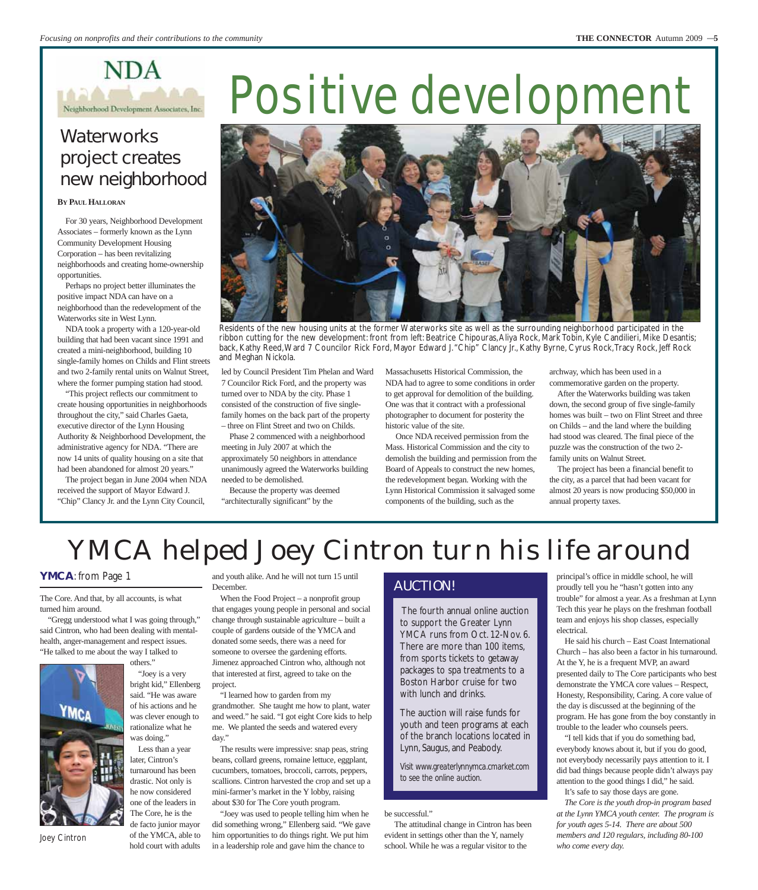NDA

Neighborhood Development Associates, Inc.

# Positive development

## Waterworks project creates new neighborhood

**By Paul Halloran**

For 30 years, Neighborhood Development Associates – formerly known as the Lynn Community Development Housing Corporation – has been revitalizing neighborhoods and creating home-ownership opportunities.

Perhaps no project better illuminates the positive impact NDA can have on a neighborhood than the redevelopment of the Waterworks site in West Lynn.

NDA took a property with a 120-year-old building that had been vacant since 1991 and created a mini-neighborhood, building 10 single-family homes on Childs and Flint streets and two 2-family rental units on Walnut Street, where the former pumping station had stood.

"This project reflects our commitment to create housing opportunities in neighborhoods throughout the city," said Charles Gaeta, executive director of the Lynn Housing Authority & Neighborhood Development, the administrative agency for NDA. "There are now 14 units of quality housing on a site that had been abandoned for almost 20 years."

The project began in June 2004 when NDA received the support of Mayor Edward J. "Chip" Clancy Jr. and the Lynn City Council, led by Council President Tim Phelan and Ward 7 Councilor Rick Ford, and the property was turned over to NDA by the city. Phase 1 consisted of the construction of five single-family homes on the back part of the property – three on Flint Street and two on Childs.

Phase 2 commenced with a neighborhood meeting in July 2007 at which the approximately 50 neighbors in attendance unanimously agreed the Waterworks building needed to be demolished.

Because the property was deemed "architecturally significant" by the Massachusetts Historical Commission, the NDA had to agree to some conditions in order to get approval for demolition of the building. One was that it contract with a professional photographer to document for posterity the historic value of the site.

Once NDA received permission from the Mass. Historical Commission and the city to demolish the building and permission from the Board of Appeals to construct the new homes, the redevelopment began. Working with the Lynn Historical Commission it salvaged some components of the building, such as the archway, which has been used in a commemorative garden on the property.

After the Waterworks building was taken down, the second group of five single-family homes was built – two on Flint Street and three on Childs – and the land where the building had stood was cleared. The final piece of the puzzle was the construction of the two 2-family units on Walnut Street.

The project has been a financial benefit to the city, as a parcel that had been vacant for almost 20 years is now producing $50,000 in annual property taxes.

Residents of the new housing units at the former Waterworks site as well as the surrounding neighborhood participated in the ribbon cutting for the new development: front from left: Beatrice Chipouras, Aliya Rock, Mark Tobin, Kyle Candilieri, Mike Desantis; back, Kathy Reed, Ward 7 Councilor Rick Ford, Mayor Edward J. "Chip" Clancy Jr., Kathy Byrne, Cyrus Rock, Tracy Rock, Jeff Rock and Meghan Nickola.

# YMCA helped Joey Cintron turn his life around

**YMCA**: from Page 1

The Core. And that, by all accounts, is what turned him around.

"Gregg understood what I was going through," said Cintron, who had been dealing with mental-health, anger-management and respect issues. "He talked to me about the way I talked to others."

"Joey is a very bright kid," Ellenberg said. "He was aware of his actions and he was clever enough to rationalize what he was doing."

Less than a year later, Cintron's turnaround has been drastic. Not only is he now considered one of the leaders in The Core, he is the de facto junior mayor of the YMCA, able to hold court with adults and youth alike. And he will not turn 15 until December.

Joey Cintron

When the Food Project – a nonprofit group that engages young people in personal and social change through sustainable agriculture – built a couple of gardens outside of the YMCA and donated some seeds, there was a need for someone to oversee the gardening efforts. Jimenez approached Cintron who, although not that interested at first, agreed to take on the project.

"I learned how to garden from my grandmother. She taught me how to plant, water and weed." he said. "I got eight Core kids to help me. We planted the seeds and watered every day."

The results were impressive: snap peas, string beans, collard greens, romaine lettuce, eggplant, cucumbers, tomatoes, broccoli, carrots, peppers, scallions. Cintron harvested the crop and set up a mini-farmer's market in the Y lobby, raising about $30 for The Core youth program.

"Joey was used to people telling him when he did something wrong," Ellenberg said. "We gave him opportunities to do things right. We put him in a leadership role and gave him the chance to be successful."

The attitudinal change in Cintron has been evident in settings other than the Y, namely school. While he was a regular visitor to the principal's office in middle school, he will proudly tell you he "hasn't gotten into any trouble" for almost a year. As a freshman at Lynn Tech this year he plays on the freshman football team and enjoys his shop classes, especially electrical.

He said his church – East Coast International Church – has also been a factor in his turnaround. At the Y, he is a frequent MVP, an award presented daily to The Core participants who best demonstrate the YMCA core values – Respect, Honesty, Responsibility, Caring. A core value of the day is discussed at the beginning of the program. He has gone from the boy constantly in trouble to the leader who counsels peers.

"I tell kids that if you do something bad, everybody knows about it, but if you do good, not everybody necessarily pays attention to it. I did bad things because people didn't always pay attention to the good things I did," he said.

It's safe to say those days are gone.

*The Core is the youth drop-in program based at the Lynn YMCA youth center. The program is for youth ages 5-14. There are about 500 members and 120 regulars, including 80-100 who come every day.*

## AUCTION!

The fourth annual online auction to support the Greater Lynn YMCA runs from Oct. 12-Nov. 6. There are more than 100 items, from sports tickets to getaway packages to spa treatments to a Boston Harbor cruise for two with lunch and drinks.

The auction will raise funds for youth and teen programs at each of the branch locations located in Lynn, Saugus, and Peabody.

Visit www.greaterlynnymca.cmarket.com to see the online auction.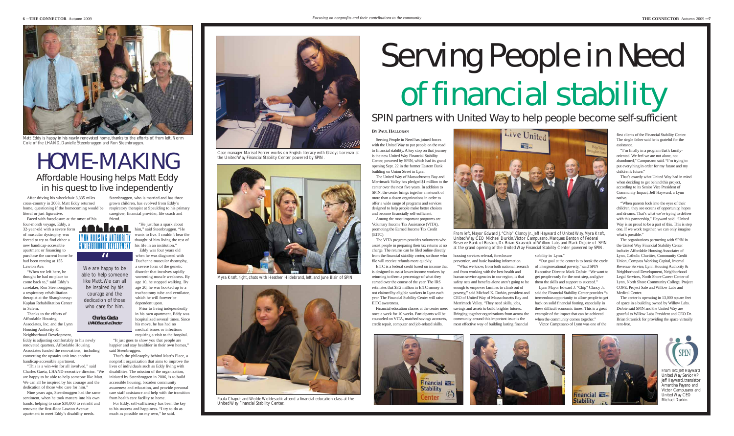Matt Eddy is happy in his newly renovated home, thanks to the efforts of, from left, Norm Cole of the LHAND, Danielle Steenbruggen and Ron Steenbruggen.

# HOME-MAKING

## Affordable Housing helps Matt Eddy in his quest to live independently

After driving his wheelchair 3,335 miles cross-country in 2008, Matt Eddy returned home, questioning if the homecoming would be literal or just figurative.

Faced with foreclosure at the onset of his four-month voyage, Eddy, a 32-year-old with a severe form of muscular dystrophy, was forced to try to find either a new handicap-accessible apartment or financing to purchase the current home he had been renting at 155 Lawton Ave.

"When we left here, he thought he had no place to come back to," said Eddy's caretaker, Ron Steenbruggen, a respiratory rehabilitation therapist at the Shaughnessy-Kaplan Rehabilitation Center in Salem.

Thanks to the efforts of Affordable Housing Associates, Inc. and the Lynn Housing Authority & Neighborhood Development, Eddy is adjusting comfortably to his newly renovated quarters. Affordable Housing Associates funded the renovations, including converting the upstairs unit into another handicap-accessible apartment.

"This is a win-win for all involved," said Charles Gaeta, LHAND executive director. "We are happy to be able to help someone like Matt. We can all be inspired by his courage and the dedication of those who care for him."

Nine years ago, Steenbruggen had the same sentiment, when he took matters into his own hands, helping to raise $30,000 to retrofit and renovate the first-floor Lawton Avenue apartment to meet Eddy's disability needs.

Steenbruggen, who is married and has three grown children, has evolved from Eddy's respiratory therapist at Spaulding to his primary caregiver, financial provider, life coach and friend.

LYNN HOUSING AUTHORITY & NEIGHBORHOOD DEVELOPMENT

> "We are happy to be able to help someone like Matt. We can all be inspired by his courage and the dedication of those who care for him."
>
> **Charles Gaeta**
> *LHAND Executive Director*

"He just has a spark about him," said Steenbruggen. "He wants to live. I couldn't bear the thought of him living the rest of his life in an institution."

Eddy was four years old when he was diagnosed with Duchenne muscular dystrophy, a severe form of the genetic disorder that involves rapidly worsening muscle weakness. By age 10, he stopped walking. By age 20, he was hooked up to a tracheotomy tube and ventilator, which he will forever be dependent upon.

Prior to living independently in his own apartment, Eddy was hospitalized several times. Since his move, he has had no medical issues or infections requiring a visit to the hospital.

"It just goes to show you that people are happier and stay healthier in their own homes," said Steenbruggen.

That's the philosophy behind Matt's Place, a nonprofit organization that aims to improve the lives of individuals such as Eddy living with disabilities. The mission of the organization, initiated by Steenbruggen in 2006, is to build accessible housing, broaden community awareness and education, and provide personal care staff assistance and help with the transition from health care facility to home.

For Eddy, self-sufficiency has been the key to his success and happiness. "I try to do as much as possible on my own," he said.

Case manager Marisol Ferrer works on English literacy with Gladys Lorenzo at the United Way Financial Stability Center powered by SPIN.

Myra Kraft, right, chats with Heather Hildebrand, left, and June Blair of SPIN

Paula Chaput and Wolde Woldesadik attend a financial education class at the United Way Financial Stability Center.

# Serving People in Need of financial stability

## SPIN partners with United Way to help people become self-sufficient

**By Paul Halloran**

Serving People in Need has joined forces with the United Way to put people on the road to financial stability. A key stop on that journey is the new United Way Financial Stability Center, powered by SPIN, which had its grand opening Sept. 22 in the former Eastern Bank building on Union Street in Lynn.

The United Way of Massachusetts Bay and Merrimack Valley has pledged $1 million to the center over the next five years. In addition to SPIN, the center brings together a network of more than a dozen organizations in order to offer a wide range of programs and services designed to help people make better choices and become financially self-sufficient.

Among the most important programs are Voluntary Income Tax Assistance (VITA), promoting the Earned Income Tax Credit (EITC).

The VITA program provides volunteers who assist people in preparing their tax returns at no charge. The returns can be filed online directly from the financial stability center, so those who file will receive refunds more quickly.

EITC is a federal credit based on income that is designed to assist lower-income workers by returning to them a percentage of what they earned over the course of the year. The IRS estimates that $3.2 million in EITC money is not claimed by eligible workers in Lynn each year. The Financial Stability Center will raise EITC awareness.

Financial education classes at the center meet once a week for 10 weeks. Participants will be counseled on VITA, matched savings accounts, credit repair, computer and job-related skills, housing services referral, foreclosure prevention, and basic banking information.

"What we know, from both national research and from working with the best health and human service agencies in our region, is that safety nets and benefits alone aren't going to be enough to empower families to climb out of poverty," said Michael K. Durkin, president and CEO of United Way of Massachusetts Bay and Merrimack Valley. "They need skills, jobs, savings and assets to build brighter futures. Bringing together organizations from across the community around this important issue is the most effective way of building lasting financial stability in Lynn."

"Our goal at the center is to break the cycle of intergenerational poverty," said SPIN Executive Director Mark DeJoie. "We want to get people ready for the next step, and give them the skills and support to succeed."

Lynn Mayor Edward J. "Chip" Clancy Jr. said the Financial Stability Center provides "a tremendous opportunity to allow people to get back on solid financial footing, especially in these difficult economic times. This is a great example of the impact that can be achieved when the community comes together."

Victor Campusano of Lynn was one of the first clients of the Financial Stability Center. The single father said he is grateful for the assistance.

"I'm finally in a program that's family-oriented. We feel we are not alone, not abandoned," Campusano said. "I'm trying to put everything in order for my future and my children's future."

That's exactly what United Way had in mind when deciding to get behind this project, according to its Senior Vice President of Community Impact, Jeff Hayward, a Lynn native.

"When parents look into the eyes of their children, they see oceans of opportunity, hopes and dreams. That's what we're trying to deliver with this partnership," Hayward said. "United Way is so proud to be a part of this. This is step one. If we work together, we can only imagine what's possible."

The organizations partnering with SPIN in the United Way Financial Stability Center include: Affordable Housing Associates of Lynn, Catholic Charities, Community Credit Union, Compass Working Capital, Internal Revenue Service, Lynn Housing Authority & Neighborhood Development, Neighborhood Legal Services, North Shore Career Center of Lynn, North Shore Community College, Project COPE, Project Safe and Willow Labs and Medical Center.

The center is operating in 13,000 square feet of space in a building owned by Willow Labs. DeJoie said SPIN and the United Way are grateful to Willow Labs President and CEO Dr. Brian Strasnick for providing the space virtually rent-free.

From left, Mayor Edward J. "Chip" Clancy Jr., Jeff Hayward of United Way, Myra Kraft, United Way CEO Michael Durkin, Victor Campusano, Marques Benton of Federal Reserve Bank of Boston, Dr. Brian Strasnick of Willow Labs and Mark DeJoie of SPIN at the grand opening of the United Way Financial Stability Center powered by SPIN.

From left: Jeff Hayward United Way Senior VP Jeff Hayward, translator Amantina Payano and Victor Campusano and United Way CEO Michael Durkin.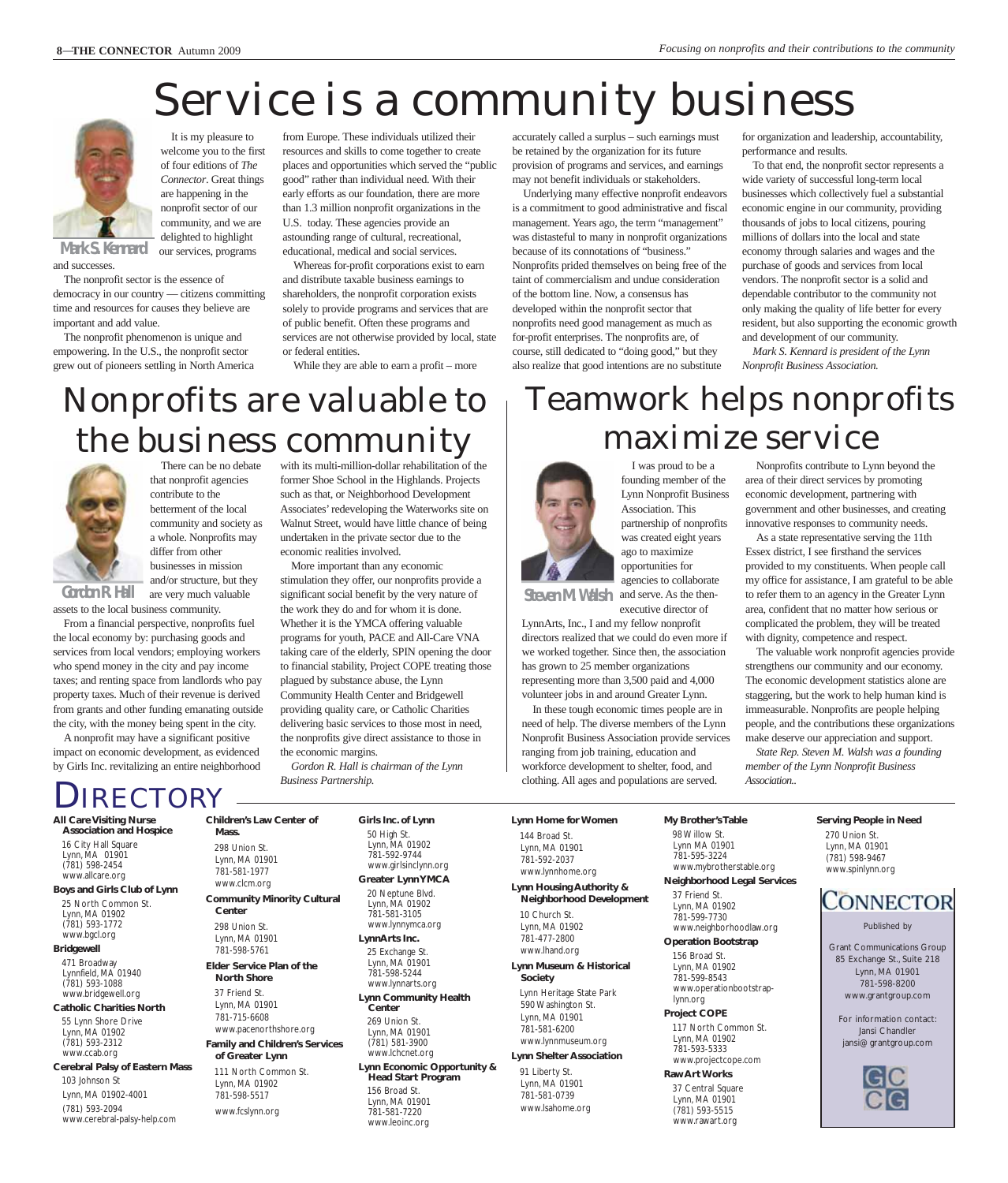# Service is a community business

Mark S. Kennard

It is my pleasure to welcome you to the first of four editions of *The Connector*. Great things are happening in the nonprofit sector of our community, and we are delighted to highlight our services, programs and successes.

The nonprofit sector is the essence of democracy in our country — citizens committing time and resources for causes they believe are important and add value.

The nonprofit phenomenon is unique and empowering. In the U.S., the nonprofit sector grew out of pioneers settling in North America from Europe. These individuals utilized their resources and skills to come together to create places and opportunities which served the "public good" rather than individual need. With their early efforts as our foundation, there are more than 1.3 million nonprofit organizations in the U.S. today. These agencies provide an astounding range of cultural, recreational, educational, medical and social services.

Whereas for-profit corporations exist to earn and distribute taxable business earnings to shareholders, the nonprofit corporation exists solely to provide programs and services that are of public benefit. Often these programs and services are not otherwise provided by local, state or federal entities.

While they are able to earn a profit – more accurately called a surplus – such earnings must be retained by the organization for its future provision of programs and services, and earnings may not benefit individuals or stakeholders.

Underlying many effective nonprofit endeavors is a commitment to good administrative and fiscal management. Years ago, the term "management" was distasteful to many in nonprofit organizations because of its connotations of "business." Nonprofits prided themselves on being free of the taint of commercialism and undue consideration of the bottom line. Now, a consensus has developed within the nonprofit sector that nonprofits need good management as much as for-profit enterprises. The nonprofits are, of course, still dedicated to "doing good," but they also realize that good intentions are no substitute for organization and leadership, accountability, performance and results.

To that end, the nonprofit sector represents a wide variety of successful long-term local businesses which collectively fuel a substantial economic engine in our community, providing thousands of jobs to local citizens, pouring millions of dollars into the local and state economy through salaries and wages and the purchase of goods and services from local vendors. The nonprofit sector is a solid and dependable contributor to the community not only making the quality of life better for every resident, but also supporting the economic growth and development of our community.

*Mark S. Kennard is president of the Lynn Nonprofit Business Association.*

# Nonprofits are valuable to the business community

Gordon R. Hall

There can be no debate that nonprofit agencies contribute to the betterment of the local community and society as a whole. Nonprofits may differ from other businesses in mission and/or structure, but they are very much valuable assets to the local business community.

From a financial perspective, nonprofits fuel the local economy by: purchasing goods and services from local vendors; employing workers who spend money in the city and pay income taxes; and renting space from landlords who pay property taxes. Much of their revenue is derived from grants and other funding emanating outside the city, with the money being spent in the city.

A nonprofit may have a significant positive impact on economic development, as evidenced by Girls Inc. revitalizing an entire neighborhood with its multi-million-dollar rehabilitation of the former Shoe School in the Highlands. Projects such as that, or Neighborhood Development Associates' redeveloping the Waterworks site on Walnut Street, would have little chance of being undertaken in the private sector due to the economic realities involved.

More important than any economic stimulation they offer, our nonprofits provide a significant social benefit by the very nature of the work they do and for whom it is done. Whether it is the YMCA offering valuable programs for youth, PACE and All-Care VNA taking care of the elderly, SPIN opening the door to financial stability, Project COPE treating those plagued by substance abuse, the Lynn Community Health Center and Bridgewell providing quality care, or Catholic Charities delivering basic services to those most in need, the nonprofits give direct assistance to those in the economic margins.

*Gordon R. Hall is chairman of the Lynn Business Partnership.*

# Teamwork helps nonprofits maximize service

Steven M. Walsh

I was proud to be a founding member of the Lynn Nonprofit Business Association. This partnership of nonprofits was created eight years ago to maximize opportunities for agencies to collaborate and serve. As the then-executive director of LynnArts, Inc., I and my fellow nonprofit directors realized that we could do even more if we worked together. Since then, the association has grown to 25 member organizations representing more than 3,500 paid and 4,000 volunteer jobs in and around Greater Lynn.

In these tough economic times people are in need of help. The diverse members of the Lynn Nonprofit Business Association provide services ranging from job training, education and workforce development to shelter, food, and clothing. All ages and populations are served.

Nonprofits contribute to Lynn beyond the area of their direct services by promoting economic development, partnering with government and other businesses, and creating innovative responses to community needs.

As a state representative serving the 11th Essex district, I see firsthand the services provided to my constituents. When people call my office for assistance, I am grateful to be able to refer them to an agency in the Greater Lynn area, confident that no matter how serious or complicated the problem, they will be treated with dignity, competence and respect.

The valuable work nonprofit agencies provide strengthens our community and our economy. The economic development statistics alone are staggering, but the work to help human kind is immeasurable. Nonprofits are people helping people, and the contributions these organizations make deserve our appreciation and support.

*State Rep. Steven M. Walsh was a founding member of the Lynn Nonprofit Business Association..*

# DIRECTORY

**All Care Visiting Nurse Association and Hospice**
16 City Hall Square
Lynn, MA 01901
(781) 598-2454
www.allcare.org

**Boys and Girls Club of Lynn**
25 North Common St.
Lynn, MA 01902
(781) 593-1772
www.bgcl.org

**Bridgewell**
471 Broadway
Lynnfield, MA 01940
(781) 593-1088
www.bridgewell.org

**Catholic Charities North**
55 Lynn Shore Drive
Lynn, MA 01902
(781) 593-2312
www.ccab.org

**Cerebral Palsy of Eastern Mass**
103 Johnson St
Lynn, MA 01902-4001
(781) 593-2094
www.cerebral-palsy-help.com

**Children's Law Center of Mass.**
298 Union St.
Lynn, MA 01901
781-581-1977
www.clcm.org

**Community Minority Cultural Center**
298 Union St.
Lynn, MA 01901
781-598-5761

**Elder Service Plan of the North Shore**
37 Friend St.
Lynn, MA 01901
781-715-6608
www.pacenorthshore.org

**Family and Children's Services of Greater Lynn**
111 North Common St.
Lynn, MA 01902
781-598-5517
www.fcslynn.org

**Girls Inc. of Lynn**
50 High St.
Lynn, MA 01902
781-592-9744
www.girlsinclynn.org

**Greater Lynn YMCA**
20 Neptune Blvd.
Lynn, MA 01902
781-581-3105
www.lynnymca.org

**LynnArts Inc.**
25 Exchange St.
Lynn, MA 01901
781-598-5244
www.lynnarts.org

**Lynn Community Health Center**
269 Union St.
Lynn, MA 01901
(781) 581-3900
www.lchcnet.org

**Lynn Economic Opportunity & Head Start Program**
156 Broad St.
Lynn, MA 01901
781-581-7220
www.leoinc.org

**Lynn Home for Women**
144 Broad St.
Lynn, MA 01901
781-592-2037
www.lynnhome.org

**Lynn Housing Authority & Neighborhood Development**
10 Church St.
Lynn, MA 01902
781-477-2800
www.lhand.org

**Lynn Museum & Historical Society**
Lynn Heritage State Park
590 Washington St.
Lynn, MA 01901
781-581-6200
www.lynnmuseum.org

**Lynn Shelter Association**
91 Liberty St.
Lynn, MA 01901
781-581-0739
www.lsahome.org

**My Brother's Table**
98 Willow St.
Lynn MA 01901
781-595-3224
www.mybrotherstable.org

**Neighborhood Legal Services**
37 Friend St.
Lynn, MA 01902
781-599-7730
www.neighborhoodlaw.org

**Operation Bootstrap**
156 Broad St.
Lynn, MA 01902
781-599-8543
www.operationbootstrap-lynn.org

**Project COPE**
117 North Common St.
Lynn, MA 01902
781-593-5333
www.projectcope.com

**Raw Art Works**
37 Central Square
Lynn, MA 01901
(781) 593-5515
www.rawart.org

**Serving People in Need**
270 Union St.
Lynn, MA 01901
(781) 598-9467
www.spinlynn.org

**The CONNECTOR**

Published by

Grant Communications Group
85 Exchange St., Suite 218
Lynn, MA 01901
781-598-8200
www.grantgroup.com

For information contact:
Jansi Chandler
jansi@grantgroup.com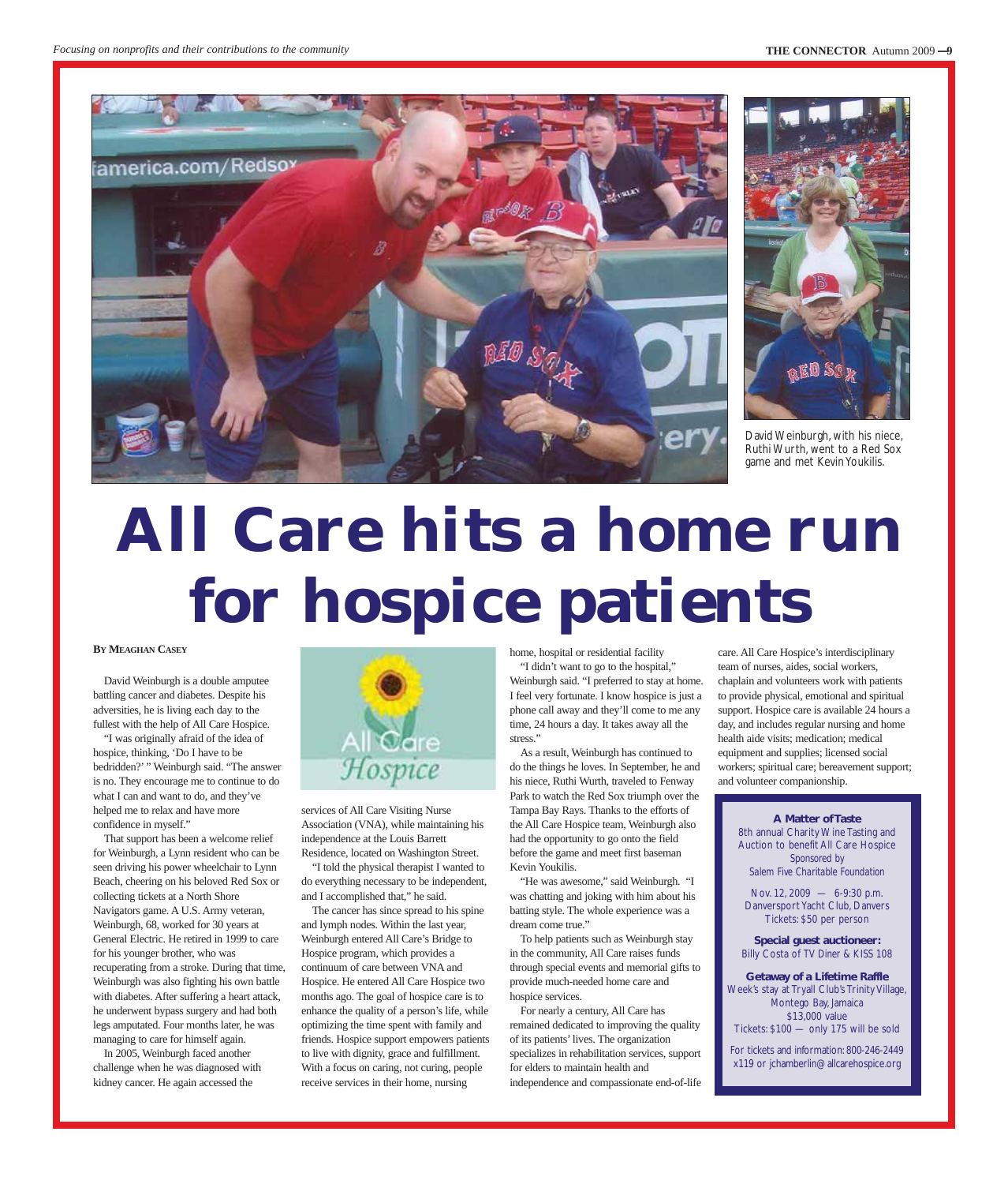David Weinburgh, with his niece, Ruthi Wurth, went to a Red Sox game and met Kevin Youkilis.

# All Care hits a home run for hospice patients

**By Meaghan Casey**

David Weinburgh is a double amputee battling cancer and diabetes. Despite his adversities, he is living each day to the fullest with the help of All Care Hospice.

"I was originally afraid of the idea of hospice, thinking, 'Do I have to be bedridden?' " Weinburgh said. "The answer is no. They encourage me to continue to do what I can and want to do, and they've helped me to relax and have more confidence in myself."

That support has been a welcome relief for Weinburgh, a Lynn resident who can be seen driving his power wheelchair to Lynn Beach, cheering on his beloved Red Sox or collecting tickets at a North Shore Navigators game. A U.S. Army veteran, Weinburgh, 68, worked for 30 years at General Electric. He retired in 1999 to care for his younger brother, who was recuperating from a stroke. During that time, Weinburgh was also fighting his own battle with diabetes. After suffering a heart attack, he underwent bypass surgery and had both legs amputated. Four months later, he was managing to care for himself again.

In 2005, Weinburgh faced another challenge when he was diagnosed with kidney cancer. He again accessed the services of All Care Visiting Nurse Association (VNA), while maintaining his independence at the Louis Barrett Residence, located on Washington Street.

"I told the physical therapist I wanted to do everything necessary to be independent, and I accomplished that," he said.

The cancer has since spread to his spine and lymph nodes. Within the last year, Weinburgh entered All Care's Bridge to Hospice program, which provides a continuum of care between VNA and Hospice. He entered All Care Hospice two months ago. The goal of hospice care is to enhance the quality of a person's life, while optimizing the time spent with family and friends. Hospice support empowers patients to live with dignity, grace and fulfillment. With a focus on caring, not curing, people receive services in their home, nursing home, hospital or residential facility

"I didn't want to go to the hospital," Weinburgh said. "I preferred to stay at home. I feel very fortunate. I know hospice is just a phone call away and they'll come to me any time, 24 hours a day. It takes away all the stress."

As a result, Weinburgh has continued to do the things he loves. In September, he and his niece, Ruthi Wurth, traveled to Fenway Park to watch the Red Sox triumph over the Tampa Bay Rays. Thanks to the efforts of the All Care Hospice team, Weinburgh also had the opportunity to go onto the field before the game and meet first baseman Kevin Youkilis.

"He was awesome," said Weinburgh. "I was chatting and joking with him about his batting style. The whole experience was a dream come true."

To help patients such as Weinburgh stay in the community, All Care raises funds through special events and memorial gifts to provide much-needed home care and hospice services.

For nearly a century, All Care has remained dedicated to improving the quality of its patients' lives. The organization specializes in rehabilitation services, support for elders to maintain health and independence and compassionate end-of-life care. All Care Hospice's interdisciplinary team of nurses, aides, social workers, chaplain and volunteers work with patients to provide physical, emotional and spiritual support. Hospice care is available 24 hours a day, and includes regular nursing and home health aide visits; medication; medical equipment and supplies; licensed social workers; spiritual care; bereavement support; and volunteer companionship.

**A Matter of Taste**
8th annual Charity Wine Tasting and Auction to benefit All Care Hospice
Sponsored by
Salem Five Charitable Foundation

Nov. 12, 2009 — 6-9:30 p.m.
Danversport Yacht Club, Danvers
Tickets: $50 per person

**Special guest auctioneer:**
Billy Costa of TV Diner & KISS 108

**Getaway of a Lifetime Raffle**
Week's stay at Tryall Club's Trinity Village, Montego Bay, Jamaica
$13,000 value
Tickets: $100 — only 175 will be sold

For tickets and information: 800-246-2449 x119 or jchamberlin@allcarehospice.org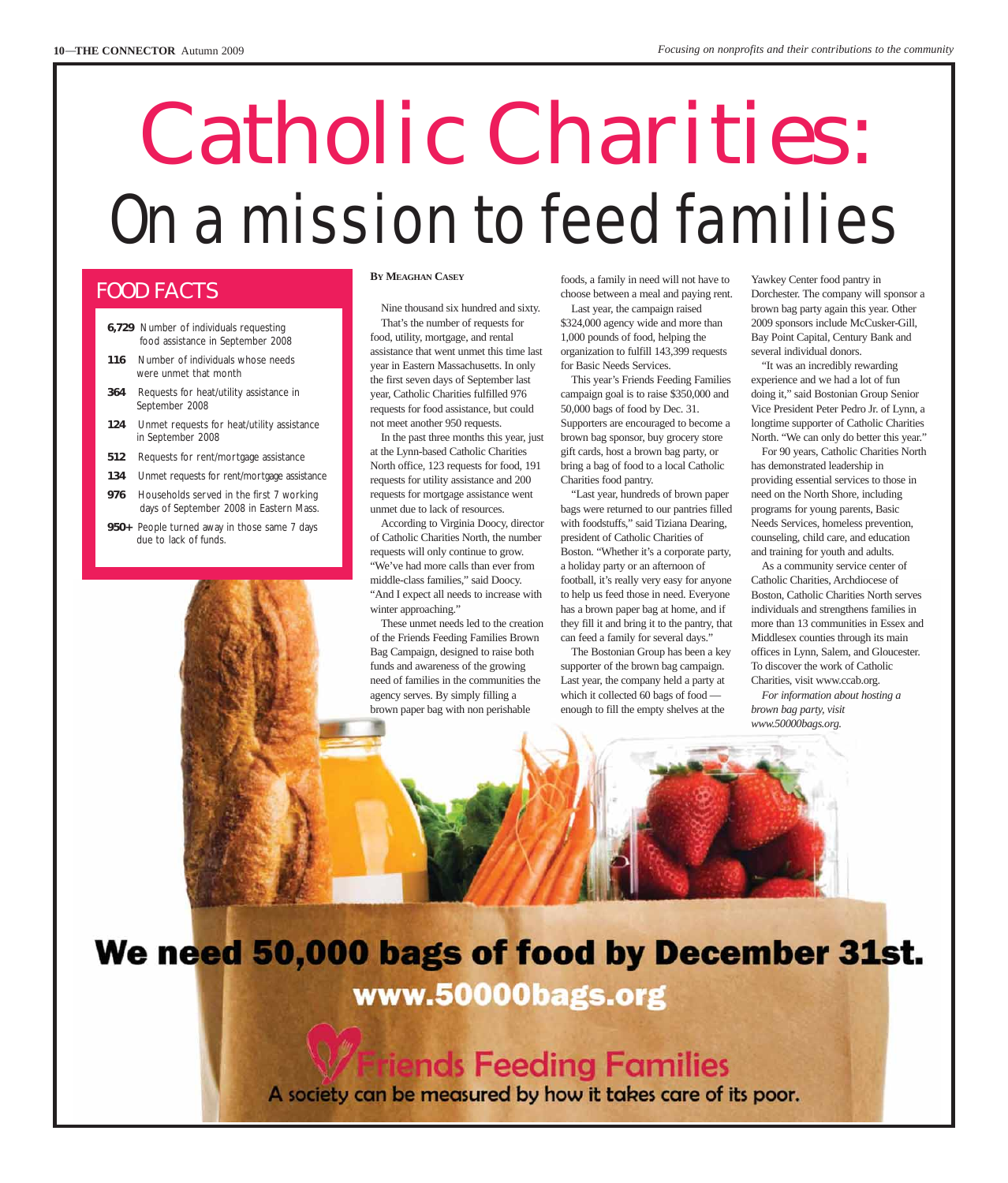# Catholic Charities: On a mission to feed families

## FOOD FACTS

- **6,729** Number of individuals requesting food assistance in September 2008
- **116** Number of individuals whose needs were unmet that month
- **364** Requests for heat/utility assistance in September 2008
- **124** Unmet requests for heat/utility assistance in September 2008
- **512** Requests for rent/mortgage assistance
- **134** Unmet requests for rent/mortgage assistance
- **976** Households served in the first 7 working days of September 2008 in Eastern Mass.
- **950+** People turned away in those same 7 days due to lack of funds.

**By Meaghan Casey**

Nine thousand six hundred and sixty.

That's the number of requests for food, utility, mortgage, and rental assistance that went unmet this time last year in Eastern Massachusetts. In only the first seven days of September last year, Catholic Charities fulfilled 976 requests for food assistance, but could not meet another 950 requests.

In the past three months this year, just at the Lynn-based Catholic Charities North office, 123 requests for food, 191 requests for utility assistance and 200 requests for mortgage assistance went unmet due to lack of resources.

According to Virginia Doocy, director of Catholic Charities North, the number requests will only continue to grow. "We've had more calls than ever from middle-class families," said Doocy. "And I expect all needs to increase with winter approaching."

These unmet needs led to the creation of the Friends Feeding Families Brown Bag Campaign, designed to raise both funds and awareness of the growing need of families in the communities the agency serves. By simply filling a brown paper bag with non perishable foods, a family in need will not have to choose between a meal and paying rent.

Last year, the campaign raised $324,000 agency wide and more than 1,000 pounds of food, helping the organization to fulfill 143,399 requests for Basic Needs Services.

This year's Friends Feeding Families campaign goal is to raise $350,000 and 50,000 bags of food by Dec. 31. Supporters are encouraged to become a brown bag sponsor, buy grocery store gift cards, host a brown bag party, or bring a bag of food to a local Catholic Charities food pantry.

"Last year, hundreds of brown paper bags were returned to our pantries filled with foodstuffs," said Tiziana Dearing, president of Catholic Charities of Boston. "Whether it's a corporate party, a holiday party or an afternoon of football, it's really very easy for anyone to help us feed those in need. Everyone has a brown paper bag at home, and if they fill it and bring it to the pantry, that can feed a family for several days."

The Bostonian Group has been a key supporter of the brown bag campaign. Last year, the company held a party at which it collected 60 bags of food — enough to fill the empty shelves at the Yawkey Center food pantry in Dorchester. The company will sponsor a brown bag party again this year. Other 2009 sponsors include McCusker-Gill, Bay Point Capital, Century Bank and several individual donors.

"It was an incredibly rewarding experience and we had a lot of fun doing it," said Bostonian Group Senior Vice President Peter Pedro Jr. of Lynn, a longtime supporter of Catholic Charities North. "We can only do better this year."

For 90 years, Catholic Charities North has demonstrated leadership in providing essential services to those in need on the North Shore, including programs for young parents, Basic Needs Services, homeless prevention, counseling, child care, and education and training for youth and adults.

As a community service center of Catholic Charities, Archdiocese of Boston, Catholic Charities North serves individuals and strengthens families in more than 13 communities in Essex and Middlesex counties through its main offices in Lynn, Salem, and Gloucester. To discover the work of Catholic Charities, visit www.ccab.org.

*For information about hosting a brown bag party, visit www.50000bags.org.*

**We need 50,000 bags of food by December 31st.**

**www.50000bags.org**

**Friends Feeding Families**

A society can be measured by how it takes care of its poor.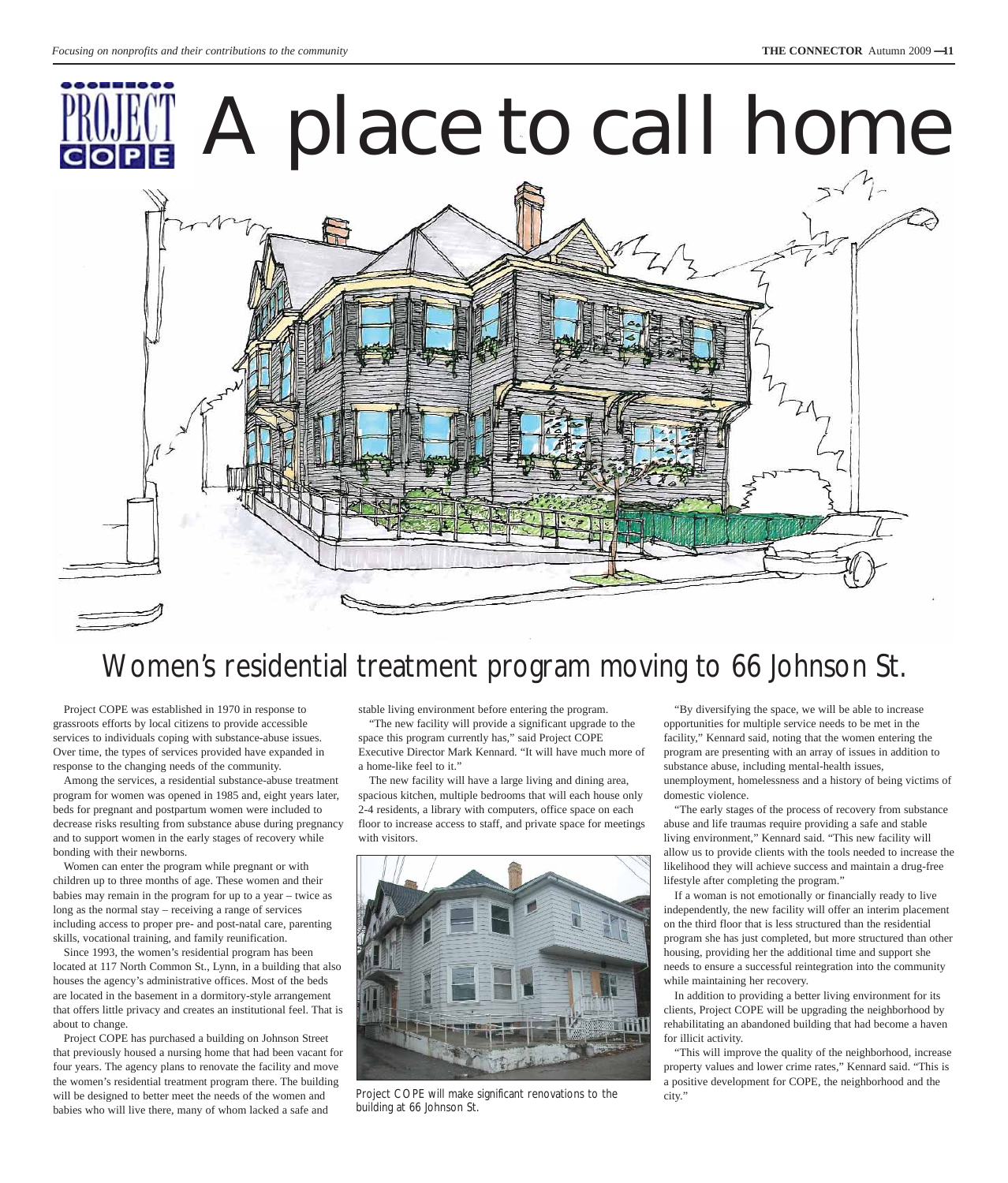# A place to call home

## Women's residential treatment program moving to 66 Johnson St.

Project COPE was established in 1970 in response to grassroots efforts by local citizens to provide accessible services to individuals coping with substance-abuse issues. Over time, the types of services provided have expanded in response to the changing needs of the community.

Among the services, a residential substance-abuse treatment program for women was opened in 1985 and, eight years later, beds for pregnant and postpartum women were included to decrease risks resulting from substance abuse during pregnancy and to support women in the early stages of recovery while bonding with their newborns.

Women can enter the program while pregnant or with children up to three months of age. These women and their babies may remain in the program for up to a year – twice as long as the normal stay – receiving a range of services including access to proper pre- and post-natal care, parenting skills, vocational training, and family reunification.

Since 1993, the women's residential program has been located at 117 North Common St., Lynn, in a building that also houses the agency's administrative offices. Most of the beds are located in the basement in a dormitory-style arrangement that offers little privacy and creates an institutional feel. That is about to change.

Project COPE has purchased a building on Johnson Street that previously housed a nursing home that had been vacant for four years. The agency plans to renovate the facility and move the women's residential treatment program there. The building will be designed to better meet the needs of the women and babies who will live there, many of whom lacked a safe and stable living environment before entering the program.

"The new facility will provide a significant upgrade to the space this program currently has," said Project COPE Executive Director Mark Kennard. "It will have much more of a home-like feel to it."

The new facility will have a large living and dining area, spacious kitchen, multiple bedrooms that will each house only 2-4 residents, a library with computers, office space on each floor to increase access to staff, and private space for meetings with visitors.

Project COPE will make significant renovations to the building at 66 Johnson St.

"By diversifying the space, we will be able to increase opportunities for multiple service needs to be met in the facility," Kennard said, noting that the women entering the program are presenting with an array of issues in addition to substance abuse, including mental-health issues, unemployment, homelessness and a history of being victims of domestic violence.

"The early stages of the process of recovery from substance abuse and life traumas require providing a safe and stable living environment," Kennard said. "This new facility will allow us to provide clients with the tools needed to increase the likelihood they will achieve success and maintain a drug-free lifestyle after completing the program."

If a woman is not emotionally or financially ready to live independently, the new facility will offer an interim placement on the third floor that is less structured than the residential program she has just completed, but more structured than other housing, providing her the additional time and support she needs to ensure a successful reintegration into the community while maintaining her recovery.

In addition to providing a better living environment for its clients, Project COPE will be upgrading the neighborhood by rehabilitating an abandoned building that had become a haven for illicit activity.

"This will improve the quality of the neighborhood, increase property values and lower crime rates," Kennard said. "This is a positive development for COPE, the neighborhood and the city."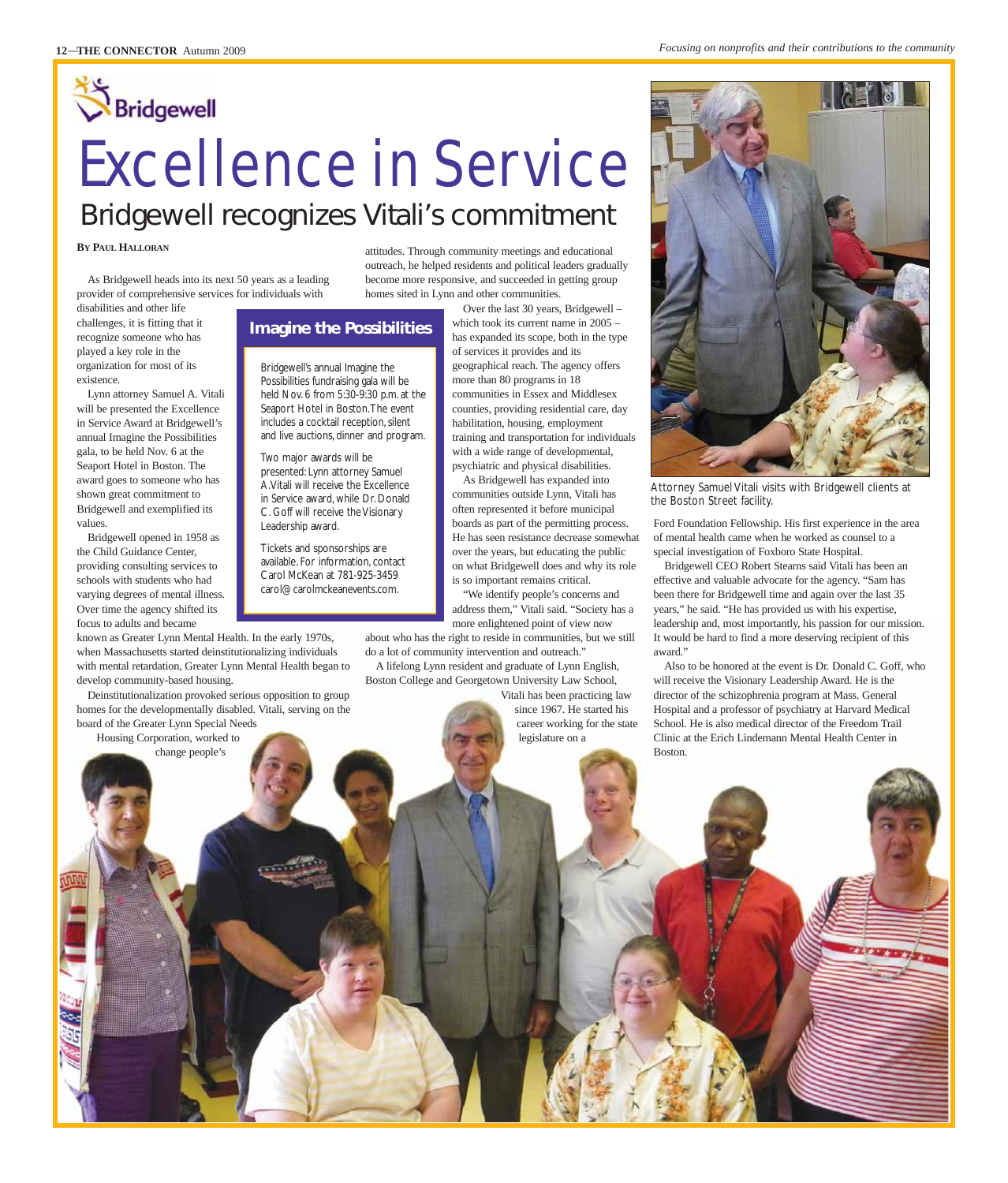Bridgewell

# Excellence in Service

## Bridgewell recognizes Vitali's commitment

**By Paul Halloran**

As Bridgewell heads into its next 50 years as a leading provider of comprehensive services for individuals with disabilities and other life challenges, it is fitting that it recognize someone who has played a key role in the organization for most of its existence.

Lynn attorney Samuel A. Vitali will be presented the Excellence in Service Award at Bridgewell's annual Imagine the Possibilities gala, to be held Nov. 6 at the Seaport Hotel in Boston. The award goes to someone who has shown great commitment to Bridgewell and exemplified its values.

Bridgewell opened in 1958 as the Child Guidance Center, providing consulting services to schools with students who had varying degrees of mental illness. Over time the agency shifted its focus to adults and became known as Greater Lynn Mental Health. In the early 1970s, when Massachusetts started deinstitutionalizing individuals with mental retardation, Greater Lynn Mental Health began to develop community-based housing.

Deinstitutionalization provoked serious opposition to group homes for the developmentally disabled. Vitali, serving on the board of the Greater Lynn Special Needs Housing Corporation, worked to change people's attitudes. Through community meetings and educational outreach, he helped residents and political leaders gradually become more responsive, and succeeded in getting group homes sited in Lynn and other communities.

Over the last 30 years, Bridgewell – which took its current name in 2005 – has expanded its scope, both in the type of services it provides and its geographical reach. The agency offers more than 80 programs in 18 communities in Essex and Middlesex counties, providing residential care, day habilitation, housing, employment training and transportation for individuals with a wide range of developmental, psychiatric and physical disabilities.

As Bridgewell has expanded into communities outside Lynn, Vitali has often represented it before municipal boards as part of the permitting process. He has seen resistance decrease somewhat over the years, but educating the public on what Bridgewell does and why its role is so important remains critical.

"We identify people's concerns and address them," Vitali said. "Society has a more enlightened point of view now about who has the right to reside in communities, but we still do a lot of community intervention and outreach."

A lifelong Lynn resident and graduate of Lynn English, Boston College and Georgetown University Law School, Vitali has been practicing law since 1967. He started his career working for the state legislature on a Ford Foundation Fellowship. His first experience in the area of mental health came when he worked as counsel to a special investigation of Foxboro State Hospital.

Bridgewell CEO Robert Stearns said Vitali has been an effective and valuable advocate for the agency. "Sam has been there for Bridgewell time and again over the last 35 years," he said. "He has provided us with his expertise, leadership and, most importantly, his passion for our mission. It would be hard to find a more deserving recipient of this award."

Also to be honored at the event is Dr. Donald C. Goff, who will receive the Visionary Leadership Award. He is the director of the schizophrenia program at Mass. General Hospital and a professor of psychiatry at Harvard Medical School. He is also medical director of the Freedom Trail Clinic at the Erich Lindemann Mental Health Center in Boston.

### Imagine the Possibilities

Bridgewell's annual Imagine the Possibilities fundraising gala will be held Nov. 6 from 5:30-9:30 p.m. at the Seaport Hotel in Boston. The event includes a cocktail reception, silent and live auctions, dinner and program.

Two major awards will be presented: Lynn attorney Samuel A. Vitali will receive the Excellence in Service award, while Dr. Donald C. Goff will receive the Visionary Leadership award.

Tickets and sponsorships are available. For information, contact Carol McKean at 781-925-3459 carol@carolmckeanevents.com.

Attorney Samuel Vitali visits with Bridgewell clients at the Boston Street facility.